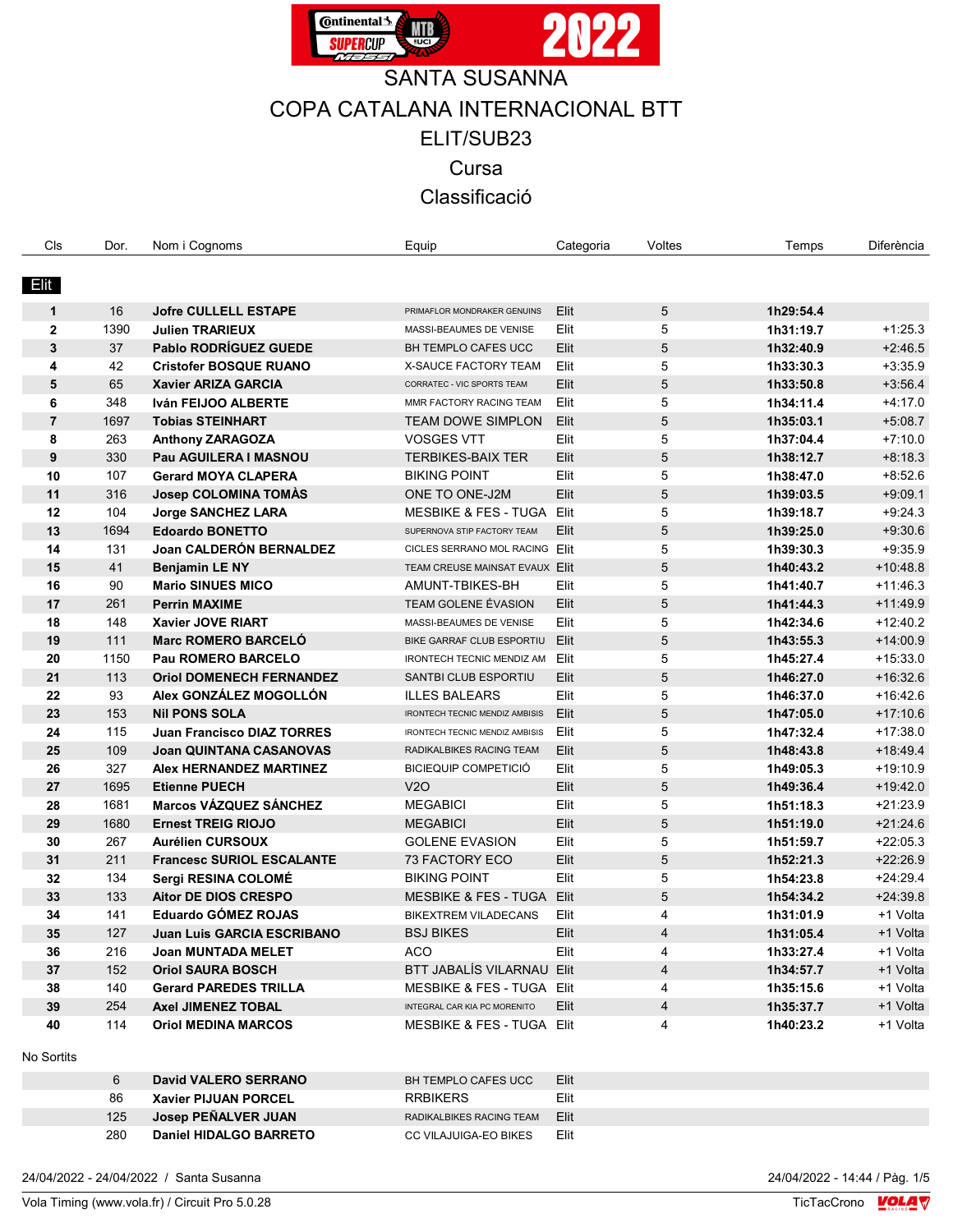# SANTA SUSANNA

## COPA CATALANA INTERNACIONAL BTT

## ELIT/SUB23

## Cursa

## Classificació

| Cls | Dor. | Nom i Cognoms | Equip | Categoria | Voltes | Temps | Diferència |
|---|---|---|---|---|---|---|---|
| **Elit** | | | | | | | |
| **1** | 16 | **Jofre CULLELL ESTAPE** | PRIMAFLOR MONDRAKER GENUINS | Elit | 5 | **1h29:54.4** | |
| **2** | 1390 | **Julien TRARIEUX** | MASSI-BEAUMES DE VENISE | Elit | 5 | **1h31:19.7** | +1:25.3 |
| **3** | 37 | **Pablo RODRÍGUEZ GUEDE** | BH TEMPLO CAFES UCC | Elit | 5 | **1h32:40.9** | +2:46.5 |
| **4** | 42 | **Cristofer BOSQUE RUANO** | X-SAUCE FACTORY TEAM | Elit | 5 | **1h33:30.3** | +3:35.9 |
| **5** | 65 | **Xavier ARIZA GARCIA** | CORRATEC - VIC SPORTS TEAM | Elit | 5 | **1h33:50.8** | +3:56.4 |
| **6** | 348 | **Iván FEIJOO ALBERTE** | MMR FACTORY RACING TEAM | Elit | 5 | **1h34:11.4** | +4:17.0 |
| **7** | 1697 | **Tobias STEINHART** | TEAM DOWE SIMPLON | Elit | 5 | **1h35:03.1** | +5:08.7 |
| **8** | 263 | **Anthony ZARAGOZA** | VOSGES VTT | Elit | 5 | **1h37:04.4** | +7:10.0 |
| **9** | 330 | **Pau AGUILERA I MASNOU** | TERBIKES-BAIX TER | Elit | 5 | **1h38:12.7** | +8:18.3 |
| **10** | 107 | **Gerard MOYA CLAPERA** | BIKING POINT | Elit | 5 | **1h38:47.0** | +8:52.6 |
| **11** | 316 | **Josep COLOMINA TOMÀS** | ONE TO ONE-J2M | Elit | 5 | **1h39:03.5** | +9:09.1 |
| **12** | 104 | **Jorge SANCHEZ LARA** | MESBIKE & FES - TUGA | Elit | 5 | **1h39:18.7** | +9:24.3 |
| **13** | 1694 | **Edoardo BONETTO** | SUPERNOVA STIP FACTORY TEAM | Elit | 5 | **1h39:25.0** | +9:30.6 |
| **14** | 131 | **Joan CALDERÓN BERNALDEZ** | CICLES SERRANO MOL RACING | Elit | 5 | **1h39:30.3** | +9:35.9 |
| **15** | 41 | **Benjamin LE NY** | TEAM CREUSE MAINSAT EVAUX | Elit | 5 | **1h40:43.2** | +10:48.8 |
| **16** | 90 | **Mario SINUES MICO** | AMUNT-TBIKES-BH | Elit | 5 | **1h41:40.7** | +11:46.3 |
| **17** | 261 | **Perrin MAXIME** | TEAM GOLENE ÉVASION | Elit | 5 | **1h41:44.3** | +11:49.9 |
| **18** | 148 | **Xavier JOVE RIART** | MASSI-BEAUMES DE VENISE | Elit | 5 | **1h42:34.6** | +12:40.2 |
| **19** | 111 | **Marc ROMERO BARCELÓ** | BIKE GARRAF CLUB ESPORTIU | Elit | 5 | **1h43:55.3** | +14:00.9 |
| **20** | 1150 | **Pau ROMERO BARCELO** | IRONTECH TECNIC MENDIZ AM | Elit | 5 | **1h45:27.4** | +15:33.0 |
| **21** | 113 | **Oriol DOMENECH FERNANDEZ** | SANTBI CLUB ESPORTIU | Elit | 5 | **1h46:27.0** | +16:32.6 |
| **22** | 93 | **Alex GONZÁLEZ MOGOLLÓN** | ILLES BALEARS | Elit | 5 | **1h46:37.0** | +16:42.6 |
| **23** | 153 | **Nil PONS SOLA** | IRONTECH TECNIC MENDIZ AMBISIS | Elit | 5 | **1h47:05.0** | +17:10.6 |
| **24** | 115 | **Juan Francisco DIAZ TORRES** | IRONTECH TECNIC MENDIZ AMBISIS | Elit | 5 | **1h47:32.4** | +17:38.0 |
| **25** | 109 | **Joan QUINTANA CASANOVAS** | RADIKALBIKES RACING TEAM | Elit | 5 | **1h48:43.8** | +18:49.4 |
| **26** | 327 | **Alex HERNANDEZ MARTINEZ** | BICIEQUIP COMPETICIÓ | Elit | 5 | **1h49:05.3** | +19:10.9 |
| **27** | 1695 | **Etienne PUECH** | V2O | Elit | 5 | **1h49:36.4** | +19:42.0 |
| **28** | 1681 | **Marcos VÁZQUEZ SÁNCHEZ** | MEGABICI | Elit | 5 | **1h51:18.3** | +21:23.9 |
| **29** | 1680 | **Ernest TREIG RIOJO** | MEGABICI | Elit | 5 | **1h51:19.0** | +21:24.6 |
| **30** | 267 | **Aurélien CURSOUX** | GOLENE EVASION | Elit | 5 | **1h51:59.7** | +22:05.3 |
| **31** | 211 | **Francesc SURIOL ESCALANTE** | 73 FACTORY ECO | Elit | 5 | **1h52:21.3** | +22:26.9 |
| **32** | 134 | **Sergi RESINA COLOMÉ** | BIKING POINT | Elit | 5 | **1h54:23.8** | +24:29.4 |
| **33** | 133 | **Aitor DE DIOS CRESPO** | MESBIKE & FES - TUGA | Elit | 5 | **1h54:34.2** | +24:39.8 |
| **34** | 141 | **Eduardo GÓMEZ ROJAS** | BIKEXTREM VILADECANS | Elit | 4 | **1h31:01.9** | +1 Volta |
| **35** | 127 | **Juan Luis GARCIA ESCRIBANO** | BSJ BIKES | Elit | 4 | **1h31:05.4** | +1 Volta |
| **36** | 216 | **Joan MUNTADA MELET** | ACO | Elit | 4 | **1h33:27.4** | +1 Volta |
| **37** | 152 | **Oriol SAURA BOSCH** | BTT JABALÍS VILARNAU | Elit | 4 | **1h34:57.7** | +1 Volta |
| **38** | 140 | **Gerard PAREDES TRILLA** | MESBIKE & FES - TUGA | Elit | 4 | **1h35:15.6** | +1 Volta |
| **39** | 254 | **Axel JIMENEZ TOBAL** | INTEGRAL CAR KIA PC MORENITO | Elit | 4 | **1h35:37.7** | +1 Volta |
| **40** | 114 | **Oriol MEDINA MARCOS** | MESBIKE & FES - TUGA | Elit | 4 | **1h40:23.2** | +1 Volta |

No Sortits

| Cls | Dor. | Nom i Cognoms | Equip | Categoria |
|---|---|---|---|---|
| | 6 | **David VALERO SERRANO** | BH TEMPLO CAFES UCC | Elit |
| | 86 | **Xavier PIJUAN PORCEL** | RRBIKERS | Elit |
| | 125 | **Josep PEÑALVER JUAN** | RADIKALBIKES RACING TEAM | Elit |
| | 280 | **Daniel HIDALGO BARRETO** | CC VILAJUIGA-EO BIKES | Elit |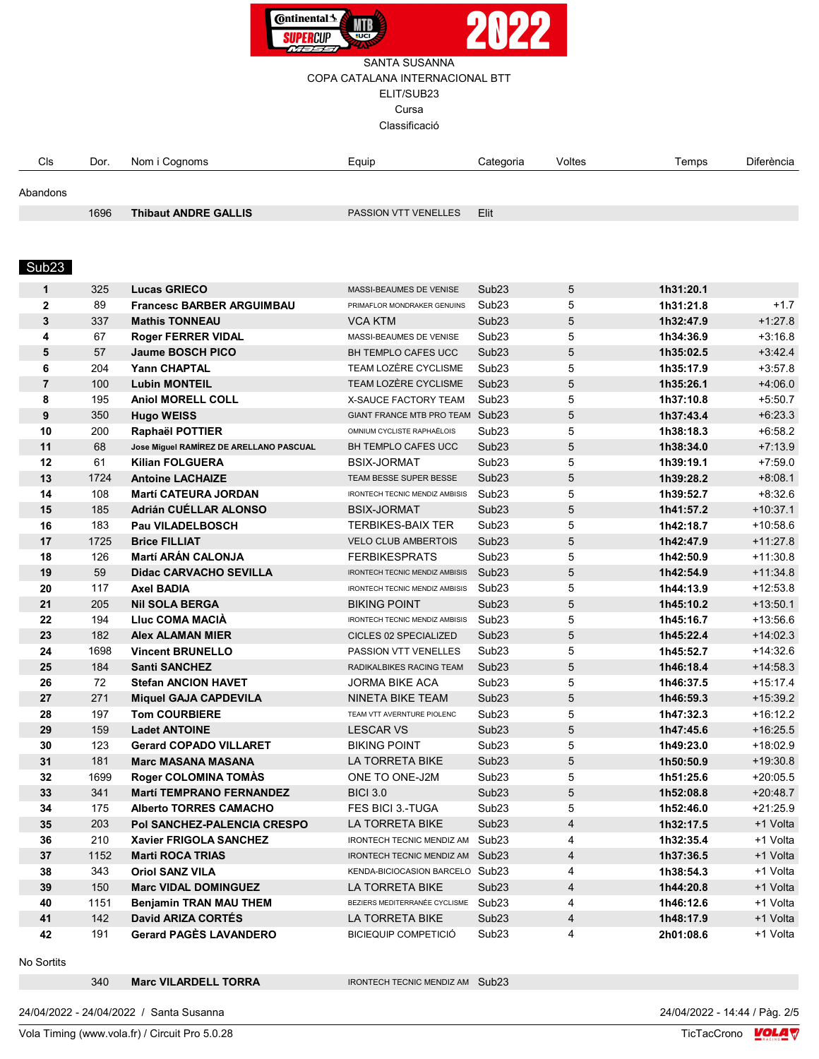SANTA SUSANNA
COPA CATALANA INTERNACIONAL BTT
ELIT/SUB23
Cursa
Classificació

| Cls | Dor. | Nom i Cognoms | Equip | Categoria | Voltes | Temps | Diferència |
|---|---|---|---|---|---|---|---|
| **Abandons** | | | | | | | |
| | 1696 | **Thibaut ANDRE GALLIS** | PASSION VTT VENELLES | Elit | | | |
| **Sub23** | | | | | | | |
| **1** | 325 | **Lucas GRIECO** | MASSI-BEAUMES DE VENISE | Sub23 | 5 | **1h31:20.1** | |
| **2** | 89 | **Francesc BARBER ARGUIMBAU** | PRIMAFLOR MONDRAKER GENUINS | Sub23 | 5 | **1h31:21.8** | +1.7 |
| **3** | 337 | **Mathis TONNEAU** | VCA KTM | Sub23 | 5 | **1h32:47.9** | +1:27.8 |
| **4** | 67 | **Roger FERRER VIDAL** | MASSI-BEAUMES DE VENISE | Sub23 | 5 | **1h34:36.9** | +3:16.8 |
| **5** | 57 | **Jaume BOSCH PICO** | BH TEMPLO CAFES UCC | Sub23 | 5 | **1h35:02.5** | +3:42.4 |
| **6** | 204 | **Yann CHAPTAL** | TEAM LOZÈRE CYCLISME | Sub23 | 5 | **1h35:17.9** | +3:57.8 |
| **7** | 100 | **Lubin MONTEIL** | TEAM LOZÈRE CYCLISME | Sub23 | 5 | **1h35:26.1** | +4:06.0 |
| **8** | 195 | **Aniol MORELL COLL** | X-SAUCE FACTORY TEAM | Sub23 | 5 | **1h37:10.8** | +5:50.7 |
| **9** | 350 | **Hugo WEISS** | GIANT FRANCE MTB PRO TEAM | Sub23 | 5 | **1h37:43.4** | +6:23.3 |
| **10** | 200 | **Raphaël POTTIER** | OMNIUM CYCLISTE RAPHAÉLOIS | Sub23 | 5 | **1h38:18.3** | +6:58.2 |
| **11** | 68 | **Jose Miguel RAMÍREZ DE ARELLANO PASCUAL** | BH TEMPLO CAFES UCC | Sub23 | 5 | **1h38:34.0** | +7:13.9 |
| **12** | 61 | **Kilian FOLGUERA** | BSIX-JORMAT | Sub23 | 5 | **1h39:19.1** | +7:59.0 |
| **13** | 1724 | **Antoine LACHAIZE** | TEAM BESSE SUPER BESSE | Sub23 | 5 | **1h39:28.2** | +8:08.1 |
| **14** | 108 | **Martí CATEURA JORDAN** | IRONTECH TECNIC MENDIZ AMBISIS | Sub23 | 5 | **1h39:52.7** | +8:32.6 |
| **15** | 185 | **Adrián CUÉLLAR ALONSO** | BSIX-JORMAT | Sub23 | 5 | **1h41:57.2** | +10:37.1 |
| **16** | 183 | **Pau VILADELBOSCH** | TERBIKES-BAIX TER | Sub23 | 5 | **1h42:18.7** | +10:58.6 |
| **17** | 1725 | **Brice FILLIAT** | VELO CLUB AMBERTOIS | Sub23 | 5 | **1h42:47.9** | +11:27.8 |
| **18** | 126 | **Martí ARÁN CALONJA** | FERBIKESPRATS | Sub23 | 5 | **1h42:50.9** | +11:30.8 |
| **19** | 59 | **Didac CARVACHO SEVILLA** | IRONTECH TECNIC MENDIZ AMBISIS | Sub23 | 5 | **1h42:54.9** | +11:34.8 |
| **20** | 117 | **Axel BADIA** | IRONTECH TECNIC MENDIZ AMBISIS | Sub23 | 5 | **1h44:13.9** | +12:53.8 |
| **21** | 205 | **Nil SOLA BERGA** | BIKING POINT | Sub23 | 5 | **1h45:10.2** | +13:50.1 |
| **22** | 194 | **Lluc COMA MACIÀ** | IRONTECH TECNIC MENDIZ AMBISIS | Sub23 | 5 | **1h45:16.7** | +13:56.6 |
| **23** | 182 | **Alex ALAMAN MIER** | CICLES 02 SPECIALIZED | Sub23 | 5 | **1h45:22.4** | +14:02.3 |
| **24** | 1698 | **Vincent BRUNELLO** | PASSION VTT VENELLES | Sub23 | 5 | **1h45:52.7** | +14:32.6 |
| **25** | 184 | **Santi SANCHEZ** | RADIKALBIKES RACING TEAM | Sub23 | 5 | **1h46:18.4** | +14:58.3 |
| **26** | 72 | **Stefan ANCION HAVET** | JORMA BIKE ACA | Sub23 | 5 | **1h46:37.5** | +15:17.4 |
| **27** | 271 | **Miquel GAJA CAPDEVILA** | NINETA BIKE TEAM | Sub23 | 5 | **1h46:59.3** | +15:39.2 |
| **28** | 197 | **Tom COURBIERE** | TEAM VTT AVERNTURE PIOLENC | Sub23 | 5 | **1h47:32.3** | +16:12.2 |
| **29** | 159 | **Ladet ANTOINE** | LESCAR VS | Sub23 | 5 | **1h47:45.6** | +16:25.5 |
| **30** | 123 | **Gerard COPADO VILLARET** | BIKING POINT | Sub23 | 5 | **1h49:23.0** | +18:02.9 |
| **31** | 181 | **Marc MASANA MASANA** | LA TORRETA BIKE | Sub23 | 5 | **1h50:50.9** | +19:30.8 |
| **32** | 1699 | **Roger COLOMINA TOMÀS** | ONE TO ONE-J2M | Sub23 | 5 | **1h51:25.6** | +20:05.5 |
| **33** | 341 | **Martí TEMPRANO FERNANDEZ** | BICI 3.0 | Sub23 | 5 | **1h52:08.8** | +20:48.7 |
| **34** | 175 | **Alberto TORRES CAMACHO** | FES BICI 3.-TUGA | Sub23 | 5 | **1h52:46.0** | +21:25.9 |
| **35** | 203 | **Pol SANCHEZ-PALENCIA CRESPO** | LA TORRETA BIKE | Sub23 | 4 | **1h32:17.5** | +1 Volta |
| **36** | 210 | **Xavier FRIGOLA SANCHEZ** | IRONTECH TECNIC MENDIZ AM | Sub23 | 4 | **1h32:35.4** | +1 Volta |
| **37** | 1152 | **Marti ROCA TRIAS** | IRONTECH TECNIC MENDIZ AM | Sub23 | 4 | **1h37:36.5** | +1 Volta |
| **38** | 343 | **Oriol SANZ VILA** | KENDA-BICIOCASION BARCELO | Sub23 | 4 | **1h38:54.3** | +1 Volta |
| **39** | 150 | **Marc VIDAL DOMINGUEZ** | LA TORRETA BIKE | Sub23 | 4 | **1h44:20.8** | +1 Volta |
| **40** | 1151 | **Benjamin TRAN MAU THEM** | BEZIERS MEDITERRANÉE CYCLISME | Sub23 | 4 | **1h46:12.6** | +1 Volta |
| **41** | 142 | **David ARIZA CORTÉS** | LA TORRETA BIKE | Sub23 | 4 | **1h48:17.9** | +1 Volta |
| **42** | 191 | **Gerard PAGÈS LAVANDERO** | BICIEQUIP COMPETICIÓ | Sub23 | 4 | **2h01:08.6** | +1 Volta |
| **No Sortits** | | | | | | | |
| | 340 | **Marc VILARDELL TORRA** | IRONTECH TECNIC MENDIZ AM | Sub23 | | | |

24/04/2022 - 24/04/2022 / Santa Susanna — 24/04/2022 - 14:44

Vola Timing (www.vola.fr) / Circuit Pro 5.0.28 — TicTacCrono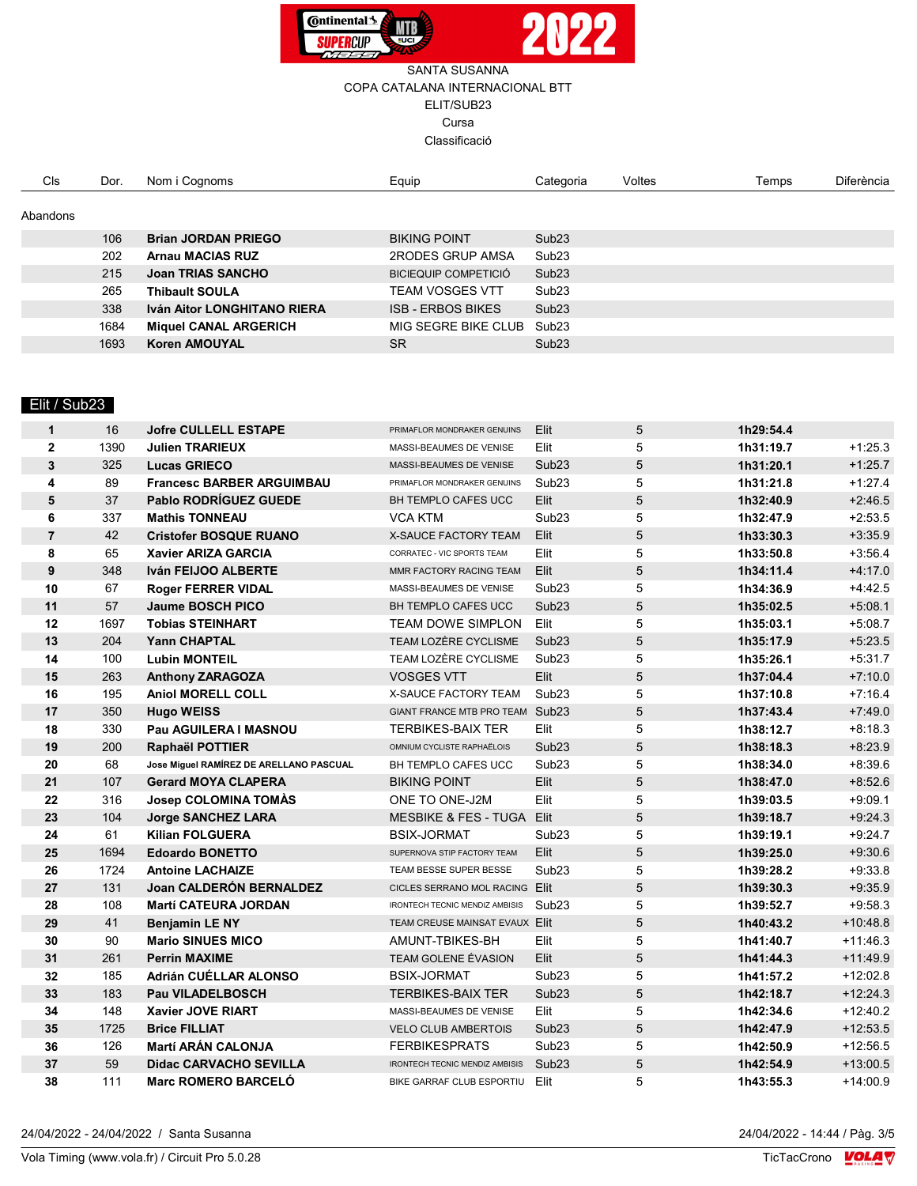SANTA SUSANNA
COPA CATALANA INTERNACIONAL BTT
ELIT/SUB23
Cursa
Classificació

| Cls | Dor. | Nom i Cognoms | Equip | Categoria | Voltes | Temps | Diferència |
|---|---|---|---|---|---|---|---|
| **Abandons** | | | | | | | |
| | 106 | **Brian JORDAN PRIEGO** | BIKING POINT | Sub23 | | | |
| | 202 | **Arnau MACIAS RUZ** | 2RODES GRUP AMSA | Sub23 | | | |
| | 215 | **Joan TRIAS SANCHO** | BICIEQUIP COMPETICIÓ | Sub23 | | | |
| | 265 | **Thibault SOULA** | TEAM VOSGES VTT | Sub23 | | | |
| | 338 | **Iván Aitor LONGHITANO RIERA** | ISB - ERBOS BIKES | Sub23 | | | |
| | 1684 | **Miquel CANAL ARGERICH** | MIG SEGRE BIKE CLUB | Sub23 | | | |
| | 1693 | **Koren AMOUYAL** | SR | Sub23 | | | |

**Elit / Sub23**

| Cls | Dor. | Nom i Cognoms | Equip | Categoria | Voltes | Temps | Diferència |
|---|---|---|---|---|---|---|---|
| **1** | 16 | **Jofre CULLELL ESTAPE** | PRIMAFLOR MONDRAKER GENUINS | Elit | 5 | **1h29:54.4** | |
| **2** | 1390 | **Julien TRARIEUX** | MASSI-BEAUMES DE VENISE | Elit | 5 | **1h31:19.7** | +1:25.3 |
| **3** | 325 | **Lucas GRIECO** | MASSI-BEAUMES DE VENISE | Sub23 | 5 | **1h31:20.1** | +1:25.7 |
| **4** | 89 | **Francesc BARBER ARGUIMBAU** | PRIMAFLOR MONDRAKER GENUINS | Sub23 | 5 | **1h31:21.8** | +1:27.4 |
| **5** | 37 | **Pablo RODRÍGUEZ GUEDE** | BH TEMPLO CAFES UCC | Elit | 5 | **1h32:40.9** | +2:46.5 |
| **6** | 337 | **Mathis TONNEAU** | VCA KTM | Sub23 | 5 | **1h32:47.9** | +2:53.5 |
| **7** | 42 | **Cristofer BOSQUE RUANO** | X-SAUCE FACTORY TEAM | Elit | 5 | **1h33:30.3** | +3:35.9 |
| **8** | 65 | **Xavier ARIZA GARCIA** | CORRATEC - VIC SPORTS TEAM | Elit | 5 | **1h33:50.8** | +3:56.4 |
| **9** | 348 | **Iván FEIJOO ALBERTE** | MMR FACTORY RACING TEAM | Elit | 5 | **1h34:11.4** | +4:17.0 |
| **10** | 67 | **Roger FERRER VIDAL** | MASSI-BEAUMES DE VENISE | Sub23 | 5 | **1h34:36.9** | +4:42.5 |
| **11** | 57 | **Jaume BOSCH PICO** | BH TEMPLO CAFES UCC | Sub23 | 5 | **1h35:02.5** | +5:08.1 |
| **12** | 1697 | **Tobias STEINHART** | TEAM DOWE SIMPLON | Elit | 5 | **1h35:03.1** | +5:08.7 |
| **13** | 204 | **Yann CHAPTAL** | TEAM LOZÈRE CYCLISME | Sub23 | 5 | **1h35:17.9** | +5:23.5 |
| **14** | 100 | **Lubin MONTEIL** | TEAM LOZÈRE CYCLISME | Sub23 | 5 | **1h35:26.1** | +5:31.7 |
| **15** | 263 | **Anthony ZARAGOZA** | VOSGES VTT | Elit | 5 | **1h37:04.4** | +7:10.0 |
| **16** | 195 | **Aniol MORELL COLL** | X-SAUCE FACTORY TEAM | Sub23 | 5 | **1h37:10.8** | +7:16.4 |
| **17** | 350 | **Hugo WEISS** | GIANT FRANCE MTB PRO TEAM | Sub23 | 5 | **1h37:43.4** | +7:49.0 |
| **18** | 330 | **Pau AGUILERA I MASNOU** | TERBIKES-BAIX TER | Elit | 5 | **1h38:12.7** | +8:18.3 |
| **19** | 200 | **Raphaël POTTIER** | OMNIUM CYCLISTE RAPHAÉLOIS | Sub23 | 5 | **1h38:18.3** | +8:23.9 |
| **20** | 68 | **Jose Miguel RAMÍREZ DE ARELLANO PASCUAL** | BH TEMPLO CAFES UCC | Sub23 | 5 | **1h38:34.0** | +8:39.6 |
| **21** | 107 | **Gerard MOYA CLAPERA** | BIKING POINT | Elit | 5 | **1h38:47.0** | +8:52.6 |
| **22** | 316 | **Josep COLOMINA TOMÀS** | ONE TO ONE-J2M | Elit | 5 | **1h39:03.5** | +9:09.1 |
| **23** | 104 | **Jorge SANCHEZ LARA** | MESBIKE & FES - TUGA | Elit | 5 | **1h39:18.7** | +9:24.3 |
| **24** | 61 | **Kilian FOLGUERA** | BSIX-JORMAT | Sub23 | 5 | **1h39:19.1** | +9:24.7 |
| **25** | 1694 | **Edoardo BONETTO** | SUPERNOVA STIP FACTORY TEAM | Elit | 5 | **1h39:25.0** | +9:30.6 |
| **26** | 1724 | **Antoine LACHAIZE** | TEAM BESSE SUPER BESSE | Sub23 | 5 | **1h39:28.2** | +9:33.8 |
| **27** | 131 | **Joan CALDERÓN BERNALDEZ** | CICLES SERRANO MOL RACING | Elit | 5 | **1h39:30.3** | +9:35.9 |
| **28** | 108 | **Martí CATEURA JORDAN** | IRONTECH TECNIC MENDIZ AMBISIS | Sub23 | 5 | **1h39:52.7** | +9:58.3 |
| **29** | 41 | **Benjamin LE NY** | TEAM CREUSE MAINSAT EVAUX | Elit | 5 | **1h40:43.2** | +10:48.8 |
| **30** | 90 | **Mario SINUES MICO** | AMUNT-TBIKES-BH | Elit | 5 | **1h41:40.7** | +11:46.3 |
| **31** | 261 | **Perrin MAXIME** | TEAM GOLENE ÉVASION | Elit | 5 | **1h41:44.3** | +11:49.9 |
| **32** | 185 | **Adrián CUÉLLAR ALONSO** | BSIX-JORMAT | Sub23 | 5 | **1h41:57.2** | +12:02.8 |
| **33** | 183 | **Pau VILADELBOSCH** | TERBIKES-BAIX TER | Sub23 | 5 | **1h42:18.7** | +12:24.3 |
| **34** | 148 | **Xavier JOVE RIART** | MASSI-BEAUMES DE VENISE | Elit | 5 | **1h42:34.6** | +12:40.2 |
| **35** | 1725 | **Brice FILLIAT** | VELO CLUB AMBERTOIS | Sub23 | 5 | **1h42:47.9** | +12:53.5 |
| **36** | 126 | **Martí ARÁN CALONJA** | FERBIKESPRATS | Sub23 | 5 | **1h42:50.9** | +12:56.5 |
| **37** | 59 | **Didac CARVACHO SEVILLA** | IRONTECH TECNIC MENDIZ AMBISIS | Sub23 | 5 | **1h42:54.9** | +13:00.5 |
| **38** | 111 | **Marc ROMERO BARCELÓ** | BIKE GARRAF CLUB ESPORTIU | Elit | 5 | **1h43:55.3** | +14:00.9 |

24/04/2022 - 24/04/2022 / Santa Susanna — 24/04/2022 - 14:44

Vola Timing (www.vola.fr) / Circuit Pro 5.0.28 — TicTacCrono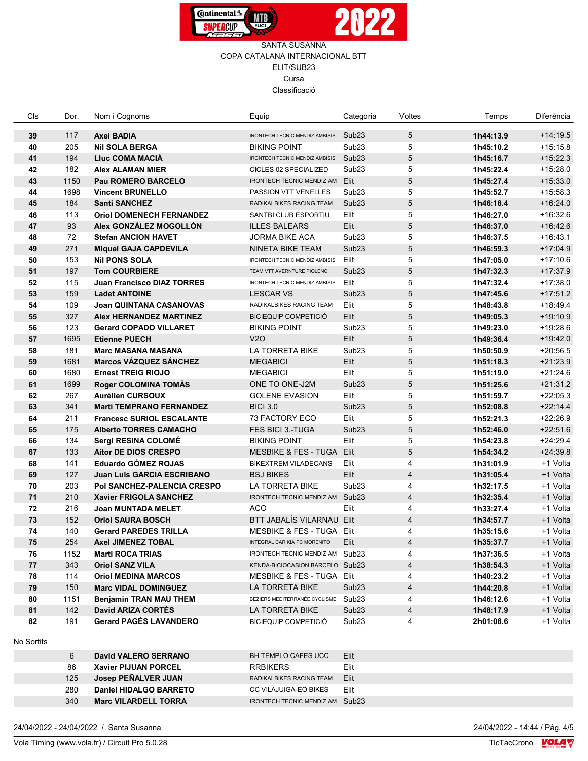SANTA SUSANNA

COPA CATALANA INTERNACIONAL BTT

ELIT/SUB23

Cursa

Classificació

| Cls | Dor. | Nom i Cognoms | Equip | Categoria | Voltes | Temps | Diferència |
|---|---|---|---|---|---|---|---|
| **39** | 117 | **Axel BADIA** | IRONTECH TECNIC MENDIZ AMBISIS | Sub23 | 5 | **1h44:13.9** | +14:19.5 |
| **40** | 205 | **Nil SOLA BERGA** | BIKING POINT | Sub23 | 5 | **1h45:10.2** | +15:15.8 |
| **41** | 194 | **Lluc COMA MACIÀ** | IRONTECH TECNIC MENDIZ AMBISIS | Sub23 | 5 | **1h45:16.7** | +15:22.3 |
| **42** | 182 | **Alex ALAMAN MIER** | CICLES 02 SPECIALIZED | Sub23 | 5 | **1h45:22.4** | +15:28.0 |
| **43** | 1150 | **Pau ROMERO BARCELO** | IRONTECH TECNIC MENDIZ AM | Elit | 5 | **1h45:27.4** | +15:33.0 |
| **44** | 1698 | **Vincent BRUNELLO** | PASSION VTT VENELLES | Sub23 | 5 | **1h45:52.7** | +15:58.3 |
| **45** | 184 | **Santi SANCHEZ** | RADIKALBIKES RACING TEAM | Sub23 | 5 | **1h46:18.4** | +16:24.0 |
| **46** | 113 | **Oriol DOMENECH FERNANDEZ** | SANTBI CLUB ESPORTIU | Elit | 5 | **1h46:27.0** | +16:32.6 |
| **47** | 93 | **Alex GONZÁLEZ MOGOLLÓN** | ILLES BALEARS | Elit | 5 | **1h46:37.0** | +16:42.6 |
| **48** | 72 | **Stefan ANCION HAVET** | JORMA BIKE ACA | Sub23 | 5 | **1h46:37.5** | +16:43.1 |
| **49** | 271 | **Miquel GAJA CAPDEVILA** | NINETA BIKE TEAM | Sub23 | 5 | **1h46:59.3** | +17:04.9 |
| **50** | 153 | **Nil PONS SOLA** | IRONTECH TECNIC MENDIZ AMBISIS | Elit | 5 | **1h47:05.0** | +17:10.6 |
| **51** | 197 | **Tom COURBIERE** | TEAM VTT AVERNTURE PIOLENC | Sub23 | 5 | **1h47:32.3** | +17:37.9 |
| **52** | 115 | **Juan Francisco DIAZ TORRES** | IRONTECH TECNIC MENDIZ AMBISIS | Elit | 5 | **1h47:32.4** | +17:38.0 |
| **53** | 159 | **Ladet ANTOINE** | LESCAR VS | Sub23 | 5 | **1h47:45.6** | +17:51.2 |
| **54** | 109 | **Joan QUINTANA CASANOVAS** | RADIKALBIKES RACING TEAM | Elit | 5 | **1h48:43.8** | +18:49.4 |
| **55** | 327 | **Alex HERNANDEZ MARTINEZ** | BICIEQUIP COMPETICIÓ | Elit | 5 | **1h49:05.3** | +19:10.9 |
| **56** | 123 | **Gerard COPADO VILLARET** | BIKING POINT | Sub23 | 5 | **1h49:23.0** | +19:28.6 |
| **57** | 1695 | **Etienne PUECH** | V2O | Elit | 5 | **1h49:36.4** | +19:42.0 |
| **58** | 181 | **Marc MASANA MASANA** | LA TORRETA BIKE | Sub23 | 5 | **1h50:50.9** | +20:56.5 |
| **59** | 1681 | **Marcos VÁZQUEZ SÁNCHEZ** | MEGABICI | Elit | 5 | **1h51:18.3** | +21:23.9 |
| **60** | 1680 | **Ernest TREIG RIOJO** | MEGABICI | Elit | 5 | **1h51:19.0** | +21:24.6 |
| **61** | 1699 | **Roger COLOMINA TOMÀS** | ONE TO ONE-J2M | Sub23 | 5 | **1h51:25.6** | +21:31.2 |
| **62** | 267 | **Aurélien CURSOUX** | GOLENE EVASION | Elit | 5 | **1h51:59.7** | +22:05.3 |
| **63** | 341 | **Martí TEMPRANO FERNANDEZ** | BICI 3.0 | Sub23 | 5 | **1h52:08.8** | +22:14.4 |
| **64** | 211 | **Francesc SURIOL ESCALANTE** | 73 FACTORY ECO | Elit | 5 | **1h52:21.3** | +22:26.9 |
| **65** | 175 | **Alberto TORRES CAMACHO** | FES BICI 3.-TUGA | Sub23 | 5 | **1h52:46.0** | +22:51.6 |
| **66** | 134 | **Sergi RESINA COLOMÉ** | BIKING POINT | Elit | 5 | **1h54:23.8** | +24:29.4 |
| **67** | 133 | **Aitor DE DIOS CRESPO** | MESBIKE & FES - TUGA | Elit | 5 | **1h54:34.2** | +24:39.8 |
| **68** | 141 | **Eduardo GÓMEZ ROJAS** | BIKEXTREM VILADECANS | Elit | 4 | **1h31:01.9** | +1 Volta |
| **69** | 127 | **Juan Luis GARCIA ESCRIBANO** | BSJ BIKES | Elit | 4 | **1h31:05.4** | +1 Volta |
| **70** | 203 | **Pol SANCHEZ-PALENCIA CRESPO** | LA TORRETA BIKE | Sub23 | 4 | **1h32:17.5** | +1 Volta |
| **71** | 210 | **Xavier FRIGOLA SANCHEZ** | IRONTECH TECNIC MENDIZ AM | Sub23 | 4 | **1h32:35.4** | +1 Volta |
| **72** | 216 | **Joan MUNTADA MELET** | ACO | Elit | 4 | **1h33:27.4** | +1 Volta |
| **73** | 152 | **Oriol SAURA BOSCH** | BTT JABALÍS VILARNAU | Elit | 4 | **1h34:57.7** | +1 Volta |
| **74** | 140 | **Gerard PAREDES TRILLA** | MESBIKE & FES - TUGA | Elit | 4 | **1h35:15.6** | +1 Volta |
| **75** | 254 | **Axel JIMENEZ TOBAL** | INTEGRAL CAR KIA PC MORENITO | Elit | 4 | **1h35:37.7** | +1 Volta |
| **76** | 1152 | **Marti ROCA TRIAS** | IRONTECH TECNIC MENDIZ AM | Sub23 | 4 | **1h37:36.5** | +1 Volta |
| **77** | 343 | **Oriol SANZ VILA** | KENDA-BICIOCASION BARCELO | Sub23 | 4 | **1h38:54.3** | +1 Volta |
| **78** | 114 | **Oriol MEDINA MARCOS** | MESBIKE & FES - TUGA | Elit | 4 | **1h40:23.2** | +1 Volta |
| **79** | 150 | **Marc VIDAL DOMINGUEZ** | LA TORRETA BIKE | Sub23 | 4 | **1h44:20.8** | +1 Volta |
| **80** | 1151 | **Benjamin TRAN MAU THEM** | BEZIERS MEDITERRANÉE CYCLISME | Sub23 | 4 | **1h46:12.6** | +1 Volta |
| **81** | 142 | **David ARIZA CORTÉS** | LA TORRETA BIKE | Sub23 | 4 | **1h48:17.9** | +1 Volta |
| **82** | 191 | **Gerard PAGÈS LAVANDERO** | BICIEQUIP COMPETICIÓ | Sub23 | 4 | **2h01:08.6** | +1 Volta |

No Sortits

| Dor. | Nom i Cognoms | Equip | Categoria |
|---|---|---|---|
| 6 | **David VALERO SERRANO** | BH TEMPLO CAFES UCC | Elit |
| 86 | **Xavier PIJUAN PORCEL** | RRBIKERS | Elit |
| 125 | **Josep PEÑALVER JUAN** | RADIKALBIKES RACING TEAM | Elit |
| 280 | **Daniel HIDALGO BARRETO** | CC VILAJUIGA-EO BIKES | Elit |
| 340 | **Marc VILARDELL TORRA** | IRONTECH TECNIC MENDIZ AM | Sub23 |

24/04/2022 - 24/04/2022 / Santa Susanna

24/04/2022 - 14:44

Vola Timing (www.vola.fr) / Circuit Pro 5.0.28

TicTacCrono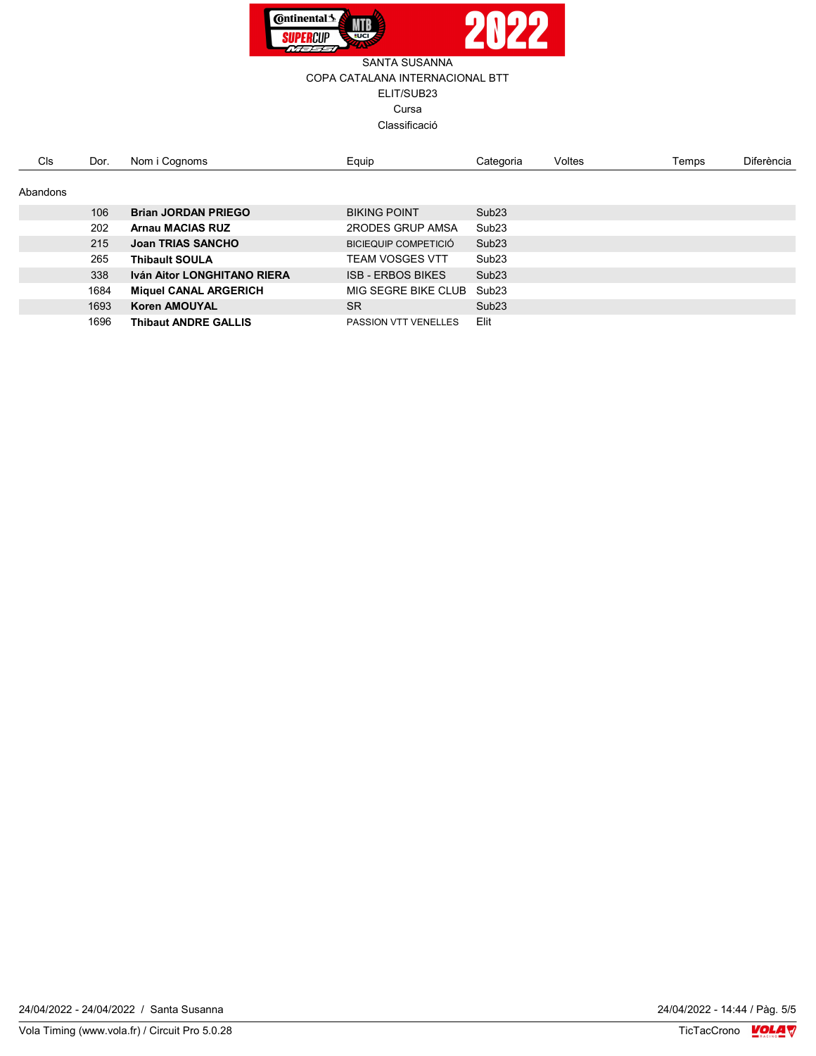SANTA SUSANNA

COPA CATALANA INTERNACIONAL BTT

ELIT/SUB23

Cursa

Classificació

| Cls | Dor. | Nom i Cognoms | Equip | Categoria | Voltes | Temps | Diferència |
|---|---|---|---|---|---|---|---|
| Abandons | | | | | | | |
| | 106 | **Brian JORDAN PRIEGO** | BIKING POINT | Sub23 | | | |
| | 202 | **Arnau MACIAS RUZ** | 2RODES GRUP AMSA | Sub23 | | | |
| | 215 | **Joan TRIAS SANCHO** | BICIEQUIP COMPETICIÓ | Sub23 | | | |
| | 265 | **Thibault SOULA** | TEAM VOSGES VTT | Sub23 | | | |
| | 338 | **Iván Aitor LONGHITANO RIERA** | ISB - ERBOS BIKES | Sub23 | | | |
| | 1684 | **Miquel CANAL ARGERICH** | MIG SEGRE BIKE CLUB | Sub23 | | | |
| | 1693 | **Koren AMOUYAL** | SR | Sub23 | | | |
| | 1696 | **Thibaut ANDRE GALLIS** | PASSION VTT VENELLES | Elit | | | |

24/04/2022 - 24/04/2022 / Santa Susanna

24/04/2022 - 14:44

Vola Timing (www.vola.fr) / Circuit Pro 5.0.28

TicTacCrono